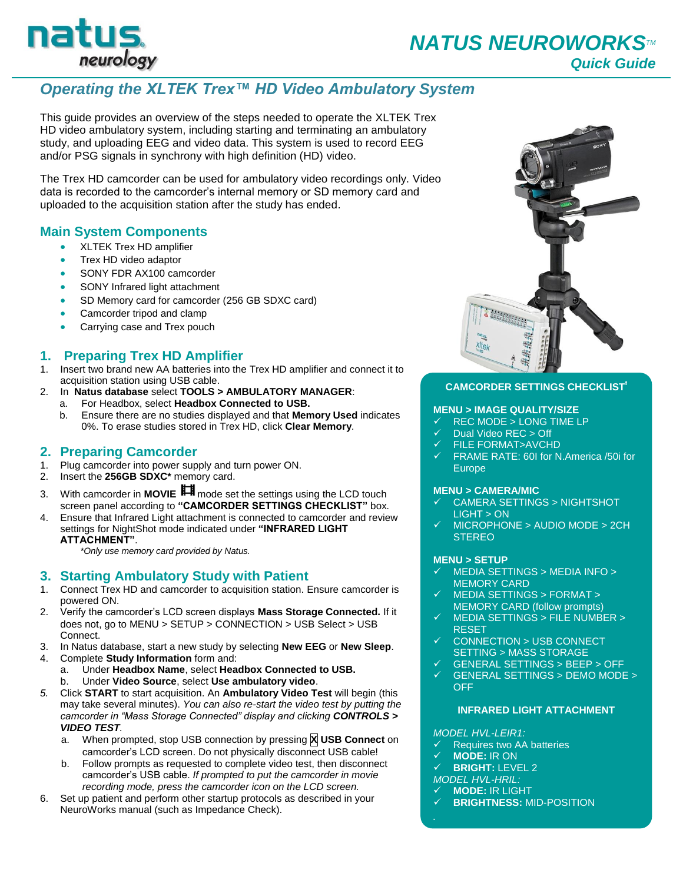# NATUS NEUROWORKS™

## Quick Guide

## *Operating the XLTEK Trex™ HD Video Ambulatory System*

This guide provides an overview of the steps needed to operate the XLTEK Trex HD video ambulatory system, including starting and terminating an ambulatory study, and uploading EEG and video data. This system is used to record EEG and/or PSG signals in synchrony with high definition (HD) video.

The Trex HD camcorder can be used for ambulatory video recordings only. Video data is recorded to the camcorder's internal memory or SD memory card and uploaded to the acquisition station after the study has ended.

### Main System Components

- XLTEK Trex HD amplifier
- Trex HD video adaptor
- SONY FDR AX100 camcorder
- SONY Infrared light attachment
- SD Memory card for camcorder (256 GB SDXC card)
- Camcorder tripod and clamp
- Carrying case and Trex pouch

### 1. Preparing Trex HD Amplifier

1. Insert two brand new AA batteries into the Trex HD amplifier and connect it to acquisition station using USB cable.
2. In **Natus database** select **TOOLS > AMBULATORY MANAGER**:
   a. For Headbox, select **Headbox Connected to USB.**
   b. Ensure there are no studies displayed and that **Memory Used** indicates 0%. To erase studies stored in Trex HD, click **Clear Memory**.

### 2. Preparing Camcorder

1. Plug camcorder into power supply and turn power ON.
2. Insert the **256GB SDXC*** memory card.
3. With camcorder in **MOVIE** mode set the settings using the LCD touch screen panel according to **"CAMCORDER SETTINGS CHECKLIST"** box.
4. Ensure that Infrared Light attachment is connected to camcorder and review settings for NightShot mode indicated under **"INFRARED LIGHT ATTACHMENT"**.

   *\*Only use memory card provided by Natus.*

### 3. Starting Ambulatory Study with Patient

1. Connect Trex HD and camcorder to acquisition station. Ensure camcorder is powered ON.
2. Verify the camcorder's LCD screen displays **Mass Storage Connected.** If it does not, go to MENU > SETUP > CONNECTION > USB Select > USB Connect.
3. In Natus database, start a new study by selecting **New EEG** or **New Sleep**.
4. Complete **Study Information** form and:
   a. Under **Headbox Name**, select **Headbox Connected to USB.**
   b. Under **Video Source**, select **Use ambulatory video**.
5. Click **START** to start acquisition. An **Ambulatory Video Test** will begin (this may take several minutes). *You can also re-start the video test by putting the camcorder in "Mass Storage Connected" display and clicking **CONTROLS > VIDEO TEST**.*
   a. When prompted, stop USB connection by pressing **X USB Connect** on camcorder's LCD screen. Do not physically disconnect USB cable!
   b. Follow prompts as requested to complete video test, then disconnect camcorder's USB cable. *If prompted to put the camcorder in movie recording mode, press the camcorder icon on the LCD screen.*
6. Set up patient and perform other startup protocols as described in your NeuroWorks manual (such as Impedance Check).

---

**CAMCORDER SETTINGS CHECKLIST[†]**

**MENU > IMAGE QUALITY/SIZE**
- ✓ REC MODE > LONG TIME LP
- ✓ Dual Video REC > Off
- ✓ FILE FORMAT>AVCHD
- ✓ FRAME RATE: 60i for N.America /50i for Europe

**MENU > CAMERA/MIC**
- ✓ CAMERA SETTINGS > NIGHTSHOT LIGHT > ON
- ✓ MICROPHONE > AUDIO MODE > 2CH STEREO

**MENU > SETUP**
- ✓ MEDIA SETTINGS > MEDIA INFO > MEMORY CARD
- ✓ MEDIA SETTINGS > FORMAT > MEMORY CARD (follow prompts)
- ✓ MEDIA SETTINGS > FILE NUMBER > RESET
- ✓ CONNECTION > USB CONNECT SETTING > MASS STORAGE
- ✓ GENERAL SETTINGS > BEEP > OFF
- ✓ GENERAL SETTINGS > DEMO MODE > OFF

**INFRARED LIGHT ATTACHMENT**

*MODEL HVL-LEIR1:*
- ✓ Requires two AA batteries
- ✓ **MODE:** IR ON
- ✓ **BRIGHT:** LEVEL 2

*MODEL HVL-HRIL:*
- ✓ **MODE:** IR LIGHT
- ✓ **BRIGHTNESS:** MID-POSITION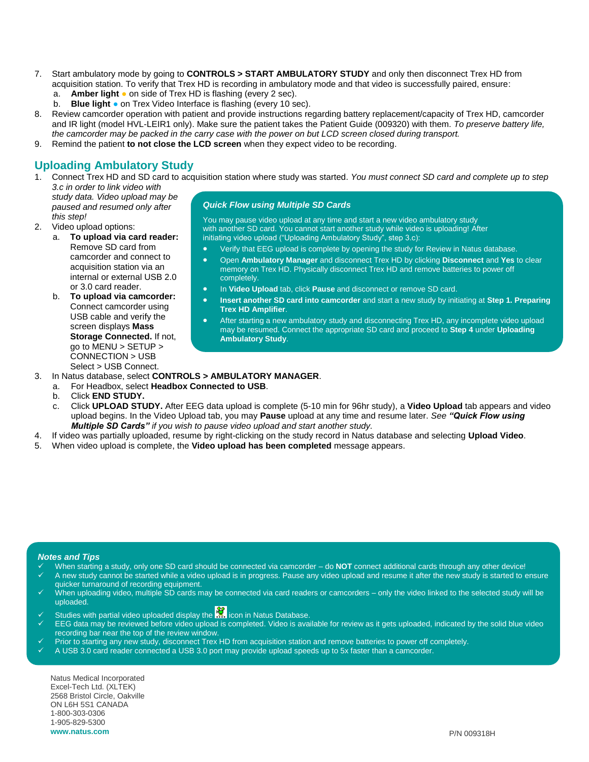7. Start ambulatory mode by going to **CONTROLS > START AMBULATORY STUDY** and only then disconnect Trex HD from acquisition station. To verify that Trex HD is recording in ambulatory mode and that video is successfully paired, ensure:
   a. **Amber light** ● on side of Trex HD is flashing (every 2 sec).
   b. **Blue light** ● on Trex Video Interface is flashing (every 10 sec).
8. Review camcorder operation with patient and provide instructions regarding battery replacement/capacity of Trex HD, camcorder and IR light (model HVL-LEIR1 only). Make sure the patient takes the Patient Guide (009320) with them. *To preserve battery life, the camcorder may be packed in the carry case with the power on but LCD screen closed during transport.*
9. Remind the patient **to not close the LCD screen** when they expect video to be recording.

## Uploading Ambulatory Study

1. Connect Trex HD and SD card to acquisition station where study was started. *You must connect SD card and complete up to step 3.c in order to link video with study data. Video upload may be paused and resumed only after this step!*
2. Video upload options:
   a. **To upload via card reader:** Remove SD card from camcorder and connect to acquisition station via an internal or external USB 2.0 or 3.0 card reader.
   b. **To upload via camcorder:** Connect camcorder using USB cable and verify the screen displays **Mass Storage Connected.** If not, go to MENU > SETUP > CONNECTION > USB Select > USB Connect.
3. In Natus database, select **CONTROLS > AMBULATORY MANAGER**.
   a. For Headbox, select **Headbox Connected to USB**.
   b. Click **END STUDY.**
   c. Click **UPLOAD STUDY.** After EEG data upload is complete (5-10 min for 96hr study), a **Video Upload** tab appears and video upload begins. In the Video Upload tab, you may **Pause** upload at any time and resume later. *See **"Quick Flow using Multiple SD Cards"** if you wish to pause video upload and start another study.*
4. If video was partially uploaded, resume by right-clicking on the study record in Natus database and selecting **Upload Video**.
5. When video upload is complete, the **Video upload has been completed** message appears.

### *Quick Flow using Multiple SD Cards*

You may pause video upload at any time and start a new video ambulatory study with another SD card. You cannot start another study while video is uploading! After initiating video upload ("Uploading Ambulatory Study", step 3.c):

- Verify that EEG upload is complete by opening the study for Review in Natus database.
- Open **Ambulatory Manager** and disconnect Trex HD by clicking **Disconnect** and **Yes** to clear memory on Trex HD. Physically disconnect Trex HD and remove batteries to power off completely.
- In **Video Upload** tab, click **Pause** and disconnect or remove SD card.
- **Insert another SD card into camcorder** and start a new study by initiating at **Step 1. Preparing Trex HD Amplifier**.
- After starting a new ambulatory study and disconnecting Trex HD, any incomplete video upload may be resumed. Connect the appropriate SD card and proceed to **Step 4** under **Uploading Ambulatory Study**.

### *Notes and Tips*

- ✓ When starting a study, only one SD card should be connected via camcorder – do **NOT** connect additional cards through any other device!
- ✓ A new study cannot be started while a video upload is in progress. Pause any video upload and resume it after the new study is started to ensure quicker turnaround of recording equipment.
- ✓ When uploading video, multiple SD cards may be connected via card readers or camcorders – only the video linked to the selected study will be uploaded.
- ✓ Studies with partial video uploaded display the icon in Natus Database.
- ✓ EEG data may be reviewed before video upload is completed. Video is available for review as it gets uploaded, indicated by the solid blue video recording bar near the top of the review window.
- ✓ Prior to starting any new study, disconnect Trex HD from acquisition station and remove batteries to power off completely.
- ✓ A USB 3.0 card reader connected a USB 3.0 port may provide upload speeds up to 5x faster than a camcorder.

Natus Medical Incorporated
Excel-Tech Ltd. (XLTEK)
2568 Bristol Circle, Oakville
ON L6H 5S1 CANADA
1-800-303-0306
1-905-829-5300
**www.natus.com**

P/N 009318H